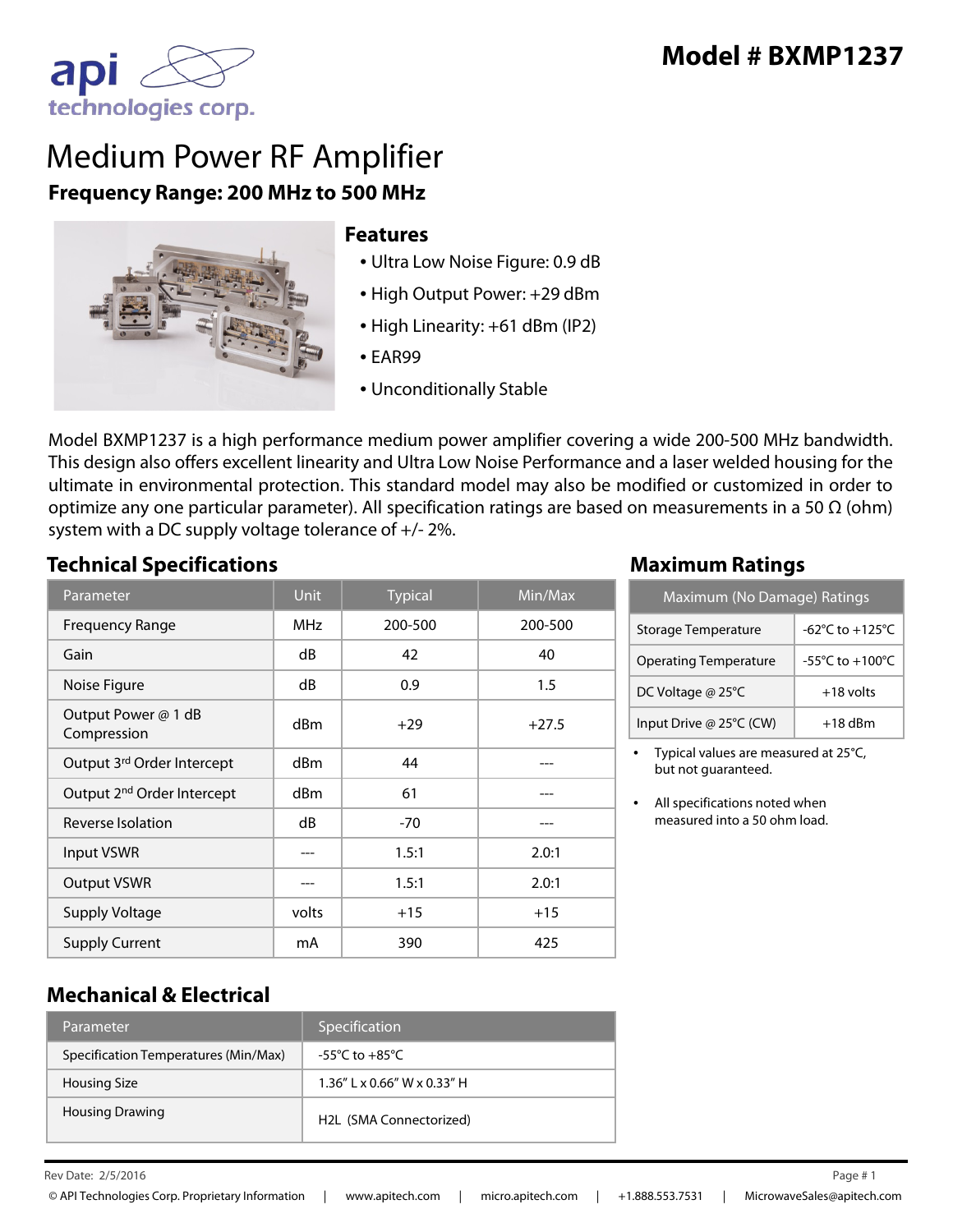**Model # BXMP1237**

# Medium Power RF Amplifier

**Frequency Range: 200 MHz to 500 MHz**

## Features

- Ultra Low Noise Figure: 0.9 dB
- High Output Power: +29 dBm
- High Linearity: +61 dBm (IP2)
- EAR99
- Unconditionally Stable

Model BXMP1237 is a high performance medium power amplifier covering a wide 200-500 MHz bandwidth. This design also offers excellent linearity and Ultra Low Noise Performance and a laser welded housing for the ultimate in environmental protection. This standard model may also be modified or customized in order to optimize any one particular parameter). All specification ratings are based on measurements in a 50 Ω (ohm) system with a DC supply voltage tolerance of +/- 2%.

## Technical Specifications

| Parameter | Unit | Typical | Min/Max |
|---|---|---|---|
| Frequency Range | MHz | 200-500 | 200-500 |
| Gain | dB | 42 | 40 |
| Noise Figure | dB | 0.9 | 1.5 |
| Output Power @ 1 dB Compression | dBm | +29 | +27.5 |
| Output 3rd Order Intercept | dBm | 44 | --- |
| Output 2nd Order Intercept | dBm | 61 | --- |
| Reverse Isolation | dB | -70 | --- |
| Input VSWR | --- | 1.5:1 | 2.0:1 |
| Output VSWR | --- | 1.5:1 | 2.0:1 |
| Supply Voltage | volts | +15 | +15 |
| Supply Current | mA | 390 | 425 |

## Maximum Ratings

| Maximum (No Damage) Ratings | |
|---|---|
| Storage Temperature | -62°C to +125°C |
| Operating Temperature | -55°C to +100°C |
| DC Voltage @ 25°C | +18 volts |
| Input Drive @ 25°C (CW) | +18 dBm |

- Typical values are measured at 25°C, but not guaranteed.
- All specifications noted when measured into a 50 ohm load.

## Mechanical & Electrical

| Parameter | Specification |
|---|---|
| Specification Temperatures (Min/Max) | -55°C to +85°C |
| Housing Size | 1.36" L x 0.66" W x 0.33" H |
| Housing Drawing | H2L (SMA Connectorized) |

Rev Date: 2/5/2016

© API Technologies Corp. Proprietary Information | www.apitech.com | micro.apitech.com | +1.888.553.7531 | MicrowaveSales@apitech.com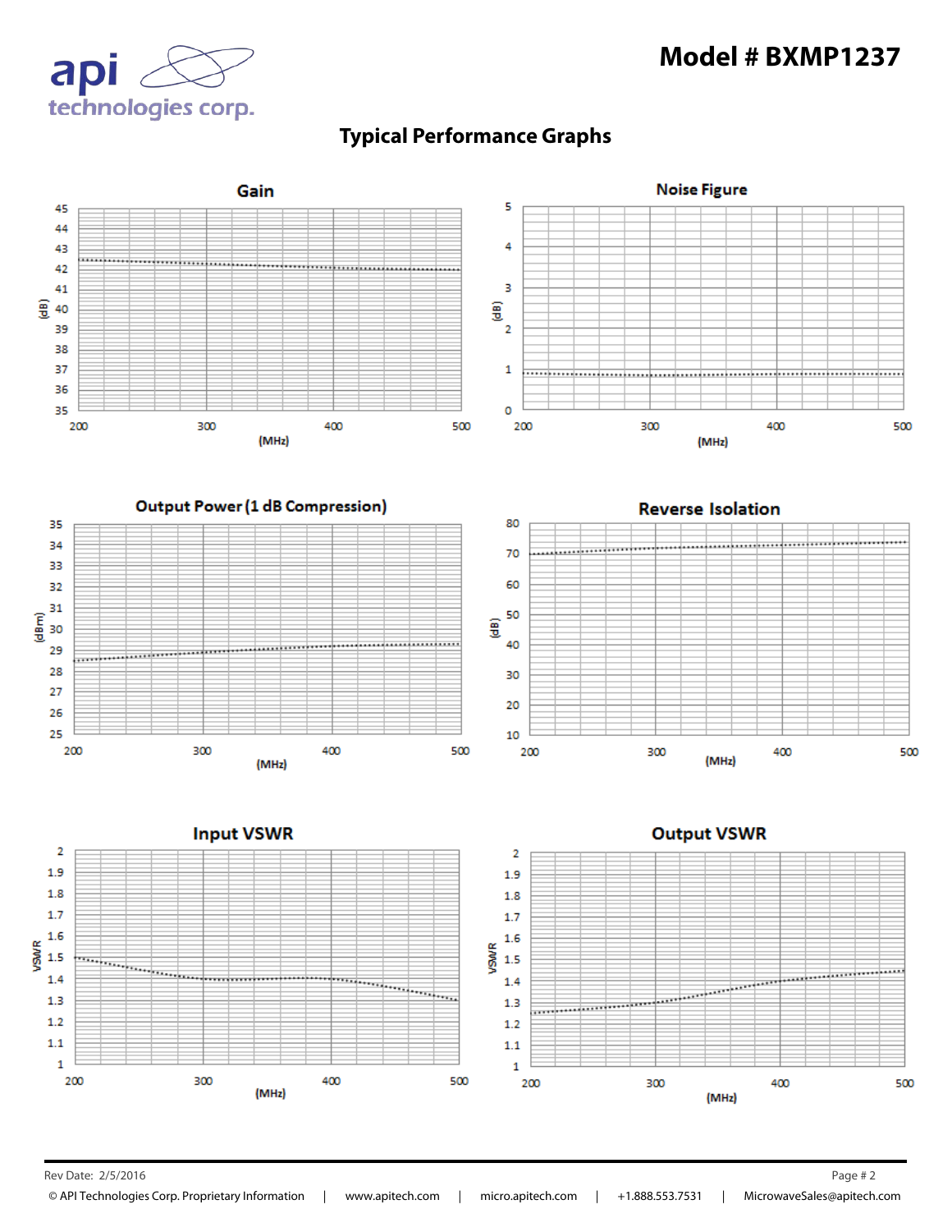# Model # BXMP1237

## Typical Performance Graphs

### Gain

(dB) vs (MHz)

Y-axis: 35, 36, 37, 38, 39, 40, 41, 42, 43, 44, 45
X-axis: 200, 300, 400, 500

### Noise Figure

(dB) vs (MHz)

Y-axis: 0, 1, 2, 3, 4, 5
X-axis: 200, 300, 400, 500

### Output Power (1 dB Compression)

(dBm) vs (MHz)

Y-axis: 25, 26, 27, 28, 29, 30, 31, 32, 33, 34, 35
X-axis: 200, 300, 400, 500

### Reverse Isolation

(dB) vs (MHz)

Y-axis: 10, 20, 30, 40, 50, 60, 70, 80
X-axis: 200, 300, 400, 500

### Input VSWR

VSWR vs (MHz)

Y-axis: 1, 1.1, 1.2, 1.3, 1.4, 1.5, 1.6, 1.7, 1.8, 1.9, 2
X-axis: 200, 300, 400, 500

### Output VSWR

VSWR vs (MHz)

Y-axis: 1, 1.1, 1.2, 1.3, 1.4, 1.5, 1.6, 1.7, 1.8, 1.9, 2
X-axis: 200, 300, 400, 500

Rev Date: 2/5/2016

© API Technologies Corp. Proprietary Information | www.apitech.com | micro.apitech.com | +1.888.553.7531 | MicrowaveSales@apitech.com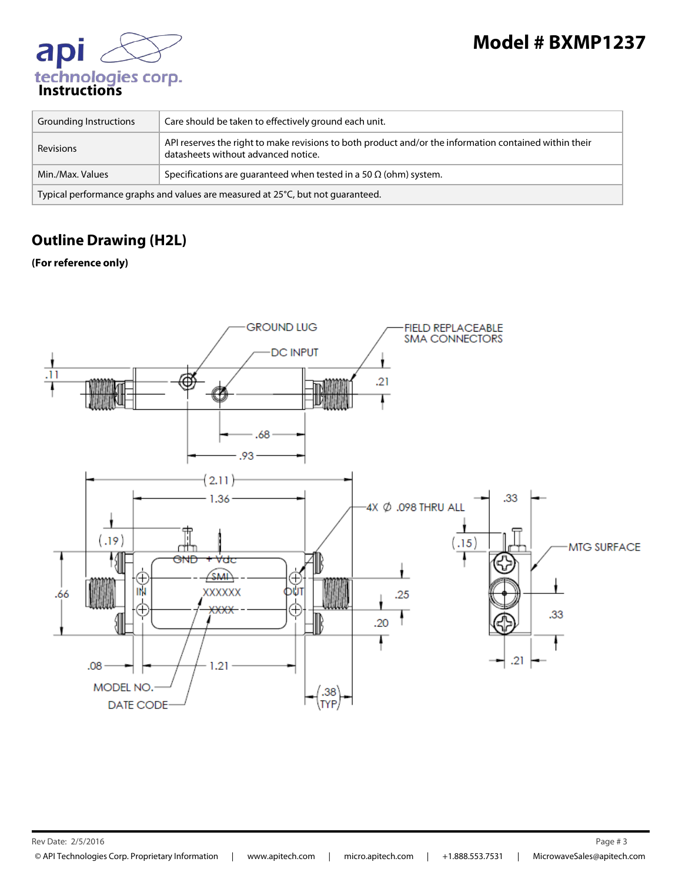# Model # BXMP1237

## Instructions

| | |
|---|---|
| Grounding Instructions | Care should be taken to effectively ground each unit. |
| Revisions | API reserves the right to make revisions to both product and/or the information contained within their datasheets without advanced notice. |
| Min./Max. Values | Specifications are guaranteed when tested in a 50 Ω (ohm) system. |
| Typical performance graphs and values are measured at 25°C, but not guaranteed. | |

## Outline Drawing (H2L)

**(For reference only)**

GROUND LUG
DC INPUT
FIELD REPLACEABLE SMA CONNECTORS
.11
.21
.68
.93
(2.11)
1.36
4X Ø .098 THRU ALL
.33
(.19)
(.15)
MTG SURFACE
GND + Vdc
SMI
XXXXXX
XXXX
IN
OUT
.66
.25
.20
.33
.08
1.21
.21
MODEL NO.
DATE CODE
(.38 TYP)